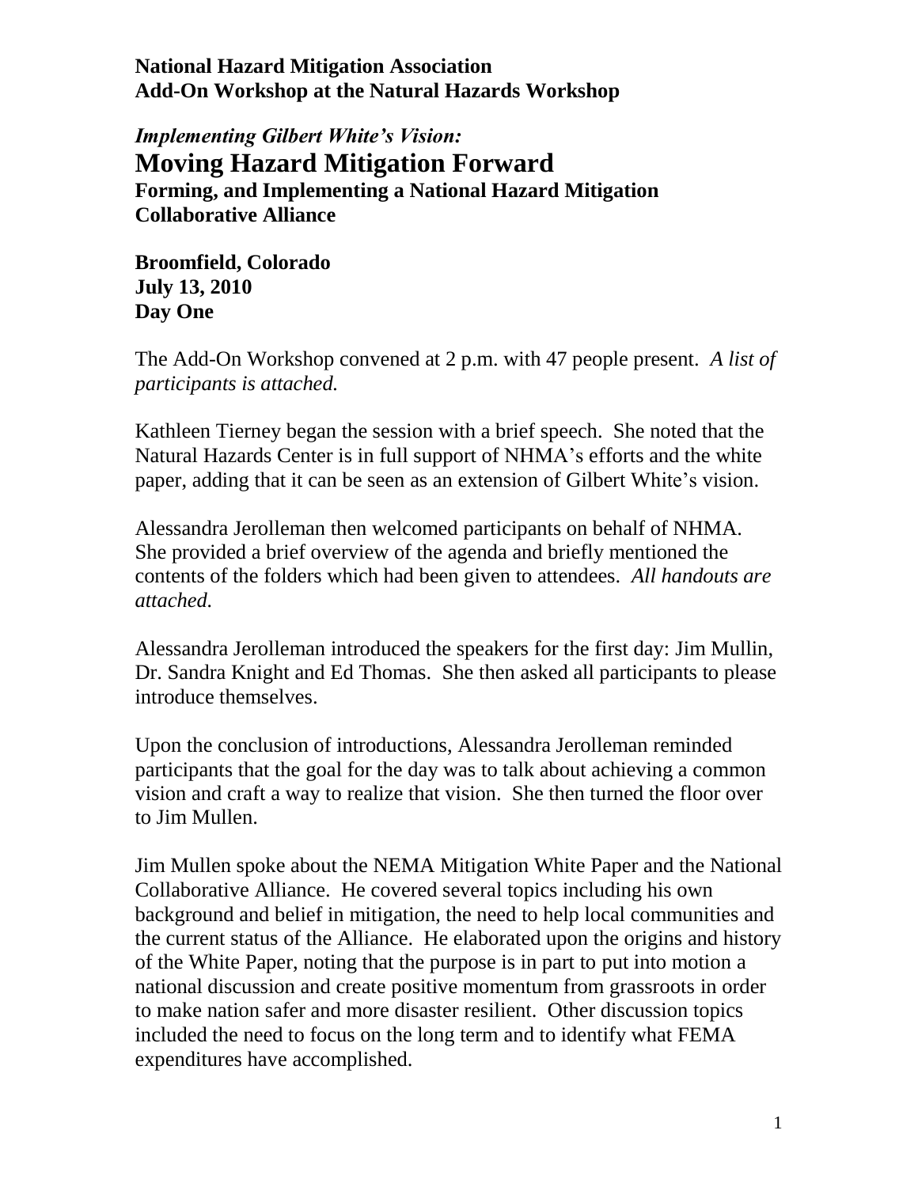**National Hazard Mitigation Association**
**Add-On Workshop at the Natural Hazards Workshop**

***Implementing Gilbert White's Vision:***

# Moving Hazard Mitigation Forward

**Forming, and Implementing a National Hazard Mitigation Collaborative Alliance**

**Broomfield, Colorado**
**July 13, 2010**
**Day One**

The Add-On Workshop convened at 2 p.m. with 47 people present. *A list of participants is attached.*

Kathleen Tierney began the session with a brief speech. She noted that the Natural Hazards Center is in full support of NHMA's efforts and the white paper, adding that it can be seen as an extension of Gilbert White's vision.

Alessandra Jerolleman then welcomed participants on behalf of NHMA. She provided a brief overview of the agenda and briefly mentioned the contents of the folders which had been given to attendees. *All handouts are attached.*

Alessandra Jerolleman introduced the speakers for the first day: Jim Mullin, Dr. Sandra Knight and Ed Thomas. She then asked all participants to please introduce themselves.

Upon the conclusion of introductions, Alessandra Jerolleman reminded participants that the goal for the day was to talk about achieving a common vision and craft a way to realize that vision. She then turned the floor over to Jim Mullen.

Jim Mullen spoke about the NEMA Mitigation White Paper and the National Collaborative Alliance. He covered several topics including his own background and belief in mitigation, the need to help local communities and the current status of the Alliance. He elaborated upon the origins and history of the White Paper, noting that the purpose is in part to put into motion a national discussion and create positive momentum from grassroots in order to make nation safer and more disaster resilient. Other discussion topics included the need to focus on the long term and to identify what FEMA expenditures have accomplished.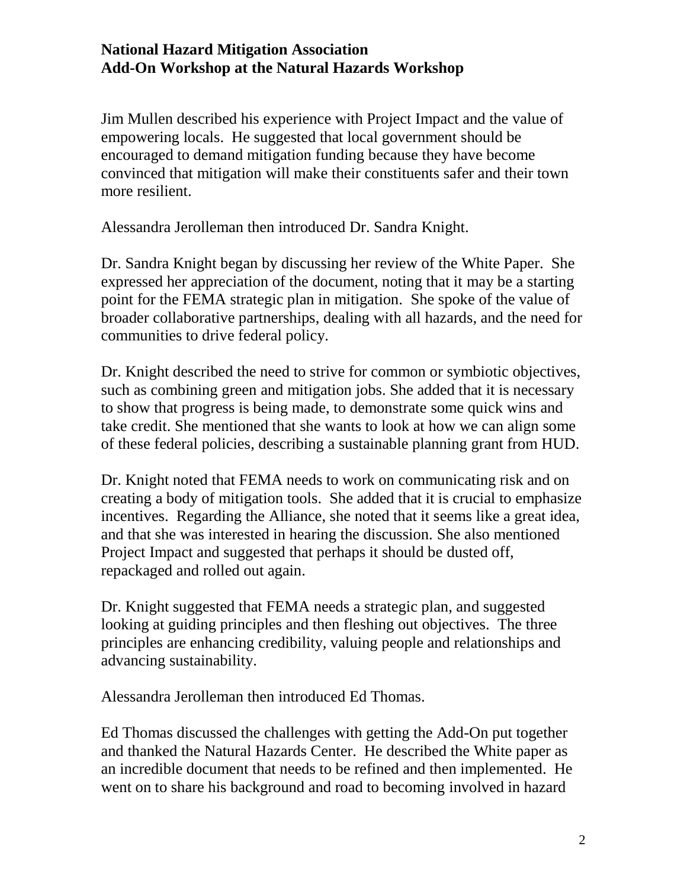**National Hazard Mitigation Association**
**Add-On Workshop at the Natural Hazards Workshop**

Jim Mullen described his experience with Project Impact and the value of empowering locals. He suggested that local government should be encouraged to demand mitigation funding because they have become convinced that mitigation will make their constituents safer and their town more resilient.

Alessandra Jerolleman then introduced Dr. Sandra Knight.

Dr. Sandra Knight began by discussing her review of the White Paper. She expressed her appreciation of the document, noting that it may be a starting point for the FEMA strategic plan in mitigation. She spoke of the value of broader collaborative partnerships, dealing with all hazards, and the need for communities to drive federal policy.

Dr. Knight described the need to strive for common or symbiotic objectives, such as combining green and mitigation jobs. She added that it is necessary to show that progress is being made, to demonstrate some quick wins and take credit. She mentioned that she wants to look at how we can align some of these federal policies, describing a sustainable planning grant from HUD.

Dr. Knight noted that FEMA needs to work on communicating risk and on creating a body of mitigation tools. She added that it is crucial to emphasize incentives. Regarding the Alliance, she noted that it seems like a great idea, and that she was interested in hearing the discussion. She also mentioned Project Impact and suggested that perhaps it should be dusted off, repackaged and rolled out again.

Dr. Knight suggested that FEMA needs a strategic plan, and suggested looking at guiding principles and then fleshing out objectives. The three principles are enhancing credibility, valuing people and relationships and advancing sustainability.

Alessandra Jerolleman then introduced Ed Thomas.

Ed Thomas discussed the challenges with getting the Add-On put together and thanked the Natural Hazards Center. He described the White paper as an incredible document that needs to be refined and then implemented. He went on to share his background and road to becoming involved in hazard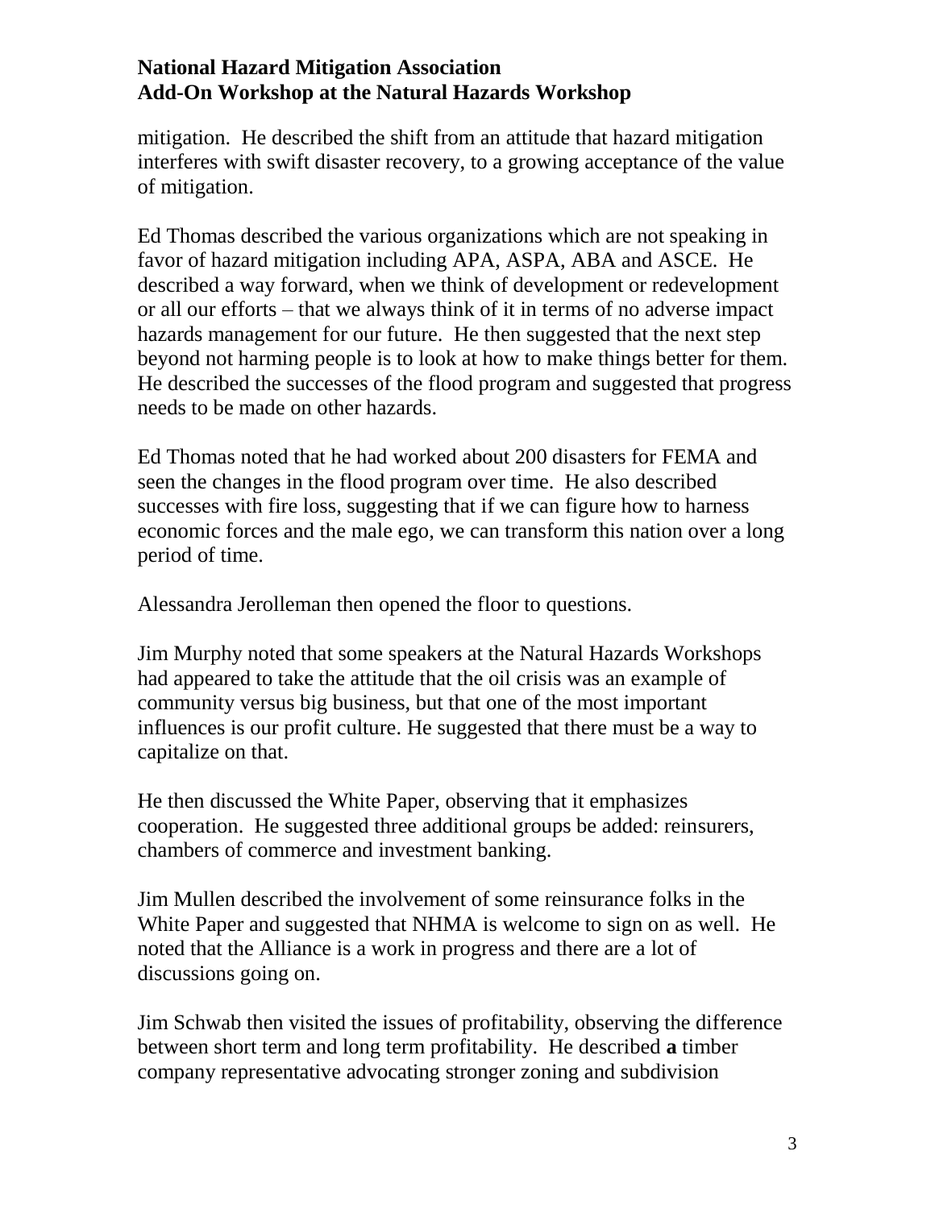mitigation. He described the shift from an attitude that hazard mitigation interferes with swift disaster recovery, to a growing acceptance of the value of mitigation.

Ed Thomas described the various organizations which are not speaking in favor of hazard mitigation including APA, ASPA, ABA and ASCE. He described a way forward, when we think of development or redevelopment or all our efforts – that we always think of it in terms of no adverse impact hazards management for our future. He then suggested that the next step beyond not harming people is to look at how to make things better for them. He described the successes of the flood program and suggested that progress needs to be made on other hazards.

Ed Thomas noted that he had worked about 200 disasters for FEMA and seen the changes in the flood program over time. He also described successes with fire loss, suggesting that if we can figure how to harness economic forces and the male ego, we can transform this nation over a long period of time.

Alessandra Jerolleman then opened the floor to questions.

Jim Murphy noted that some speakers at the Natural Hazards Workshops had appeared to take the attitude that the oil crisis was an example of community versus big business, but that one of the most important influences is our profit culture. He suggested that there must be a way to capitalize on that.

He then discussed the White Paper, observing that it emphasizes cooperation. He suggested three additional groups be added: reinsurers, chambers of commerce and investment banking.

Jim Mullen described the involvement of some reinsurance folks in the White Paper and suggested that NHMA is welcome to sign on as well. He noted that the Alliance is a work in progress and there are a lot of discussions going on.

Jim Schwab then visited the issues of profitability, observing the difference between short term and long term profitability. He described **a** timber company representative advocating stronger zoning and subdivision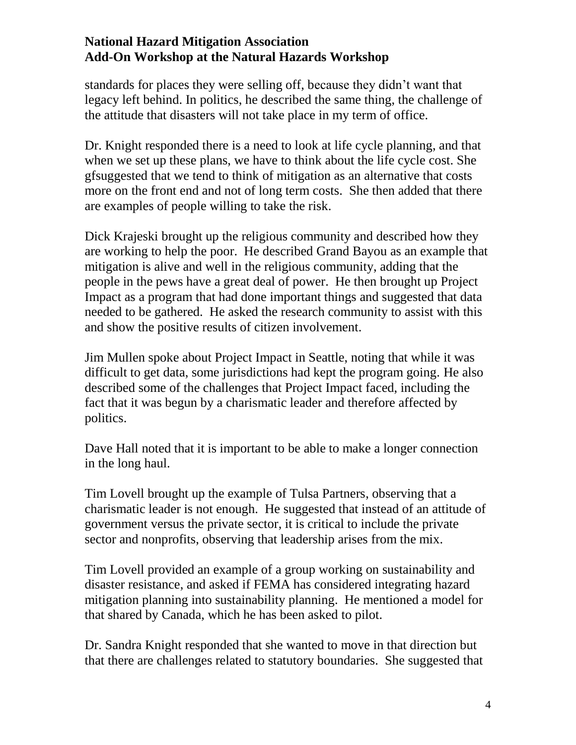standards for places they were selling off, because they didn't want that legacy left behind. In politics, he described the same thing, the challenge of the attitude that disasters will not take place in my term of office.

Dr. Knight responded there is a need to look at life cycle planning, and that when we set up these plans, we have to think about the life cycle cost. She gfsuggested that we tend to think of mitigation as an alternative that costs more on the front end and not of long term costs. She then added that there are examples of people willing to take the risk.

Dick Krajeski brought up the religious community and described how they are working to help the poor. He described Grand Bayou as an example that mitigation is alive and well in the religious community, adding that the people in the pews have a great deal of power. He then brought up Project Impact as a program that had done important things and suggested that data needed to be gathered. He asked the research community to assist with this and show the positive results of citizen involvement.

Jim Mullen spoke about Project Impact in Seattle, noting that while it was difficult to get data, some jurisdictions had kept the program going. He also described some of the challenges that Project Impact faced, including the fact that it was begun by a charismatic leader and therefore affected by politics.

Dave Hall noted that it is important to be able to make a longer connection in the long haul.

Tim Lovell brought up the example of Tulsa Partners, observing that a charismatic leader is not enough. He suggested that instead of an attitude of government versus the private sector, it is critical to include the private sector and nonprofits, observing that leadership arises from the mix.

Tim Lovell provided an example of a group working on sustainability and disaster resistance, and asked if FEMA has considered integrating hazard mitigation planning into sustainability planning. He mentioned a model for that shared by Canada, which he has been asked to pilot.

Dr. Sandra Knight responded that she wanted to move in that direction but that there are challenges related to statutory boundaries. She suggested that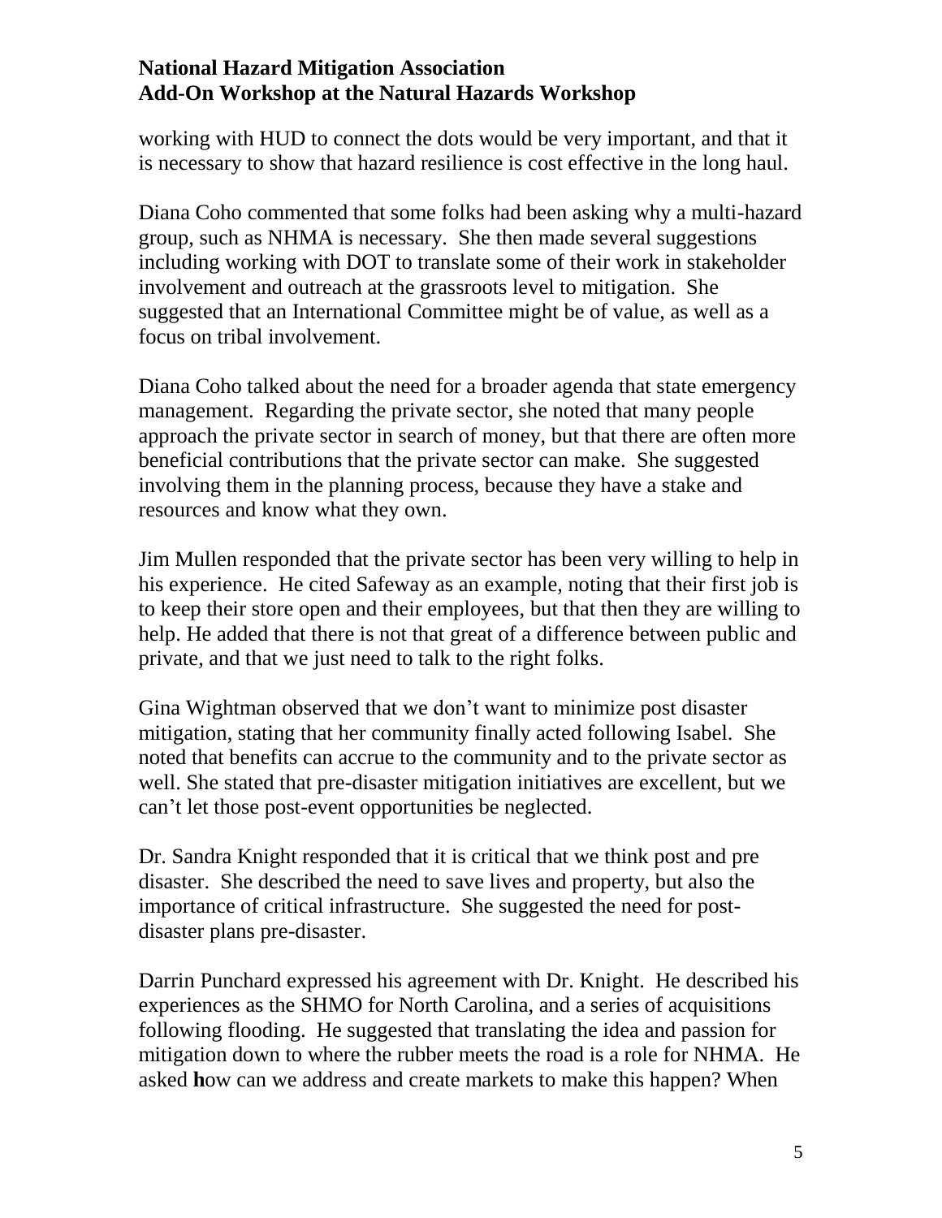working with HUD to connect the dots would be very important, and that it is necessary to show that hazard resilience is cost effective in the long haul.

Diana Coho commented that some folks had been asking why a multi-hazard group, such as NHMA is necessary. She then made several suggestions including working with DOT to translate some of their work in stakeholder involvement and outreach at the grassroots level to mitigation. She suggested that an International Committee might be of value, as well as a focus on tribal involvement.

Diana Coho talked about the need for a broader agenda that state emergency management. Regarding the private sector, she noted that many people approach the private sector in search of money, but that there are often more beneficial contributions that the private sector can make. She suggested involving them in the planning process, because they have a stake and resources and know what they own.

Jim Mullen responded that the private sector has been very willing to help in his experience. He cited Safeway as an example, noting that their first job is to keep their store open and their employees, but that then they are willing to help. He added that there is not that great of a difference between public and private, and that we just need to talk to the right folks.

Gina Wightman observed that we don't want to minimize post disaster mitigation, stating that her community finally acted following Isabel. She noted that benefits can accrue to the community and to the private sector as well. She stated that pre-disaster mitigation initiatives are excellent, but we can't let those post-event opportunities be neglected.

Dr. Sandra Knight responded that it is critical that we think post and pre disaster. She described the need to save lives and property, but also the importance of critical infrastructure. She suggested the need for post-disaster plans pre-disaster.

Darrin Punchard expressed his agreement with Dr. Knight. He described his experiences as the SHMO for North Carolina, and a series of acquisitions following flooding. He suggested that translating the idea and passion for mitigation down to where the rubber meets the road is a role for NHMA. He asked **h**ow can we address and create markets to make this happen? When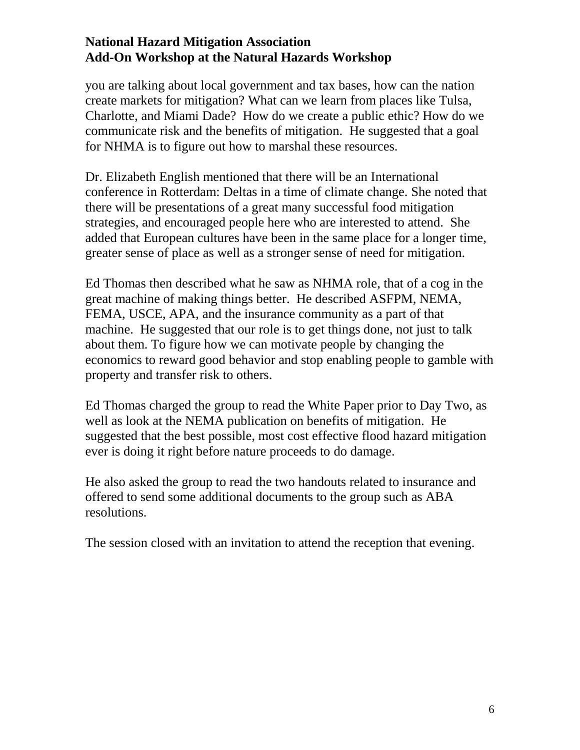you are talking about local government and tax bases, how can the nation create markets for mitigation? What can we learn from places like Tulsa, Charlotte, and Miami Dade? How do we create a public ethic? How do we communicate risk and the benefits of mitigation. He suggested that a goal for NHMA is to figure out how to marshal these resources.

Dr. Elizabeth English mentioned that there will be an International conference in Rotterdam: Deltas in a time of climate change. She noted that there will be presentations of a great many successful food mitigation strategies, and encouraged people here who are interested to attend. She added that European cultures have been in the same place for a longer time, greater sense of place as well as a stronger sense of need for mitigation.

Ed Thomas then described what he saw as NHMA role, that of a cog in the great machine of making things better. He described ASFPM, NEMA, FEMA, USCE, APA, and the insurance community as a part of that machine. He suggested that our role is to get things done, not just to talk about them. To figure how we can motivate people by changing the economics to reward good behavior and stop enabling people to gamble with property and transfer risk to others.

Ed Thomas charged the group to read the White Paper prior to Day Two, as well as look at the NEMA publication on benefits of mitigation. He suggested that the best possible, most cost effective flood hazard mitigation ever is doing it right before nature proceeds to do damage.

He also asked the group to read the two handouts related to insurance and offered to send some additional documents to the group such as ABA resolutions.

The session closed with an invitation to attend the reception that evening.